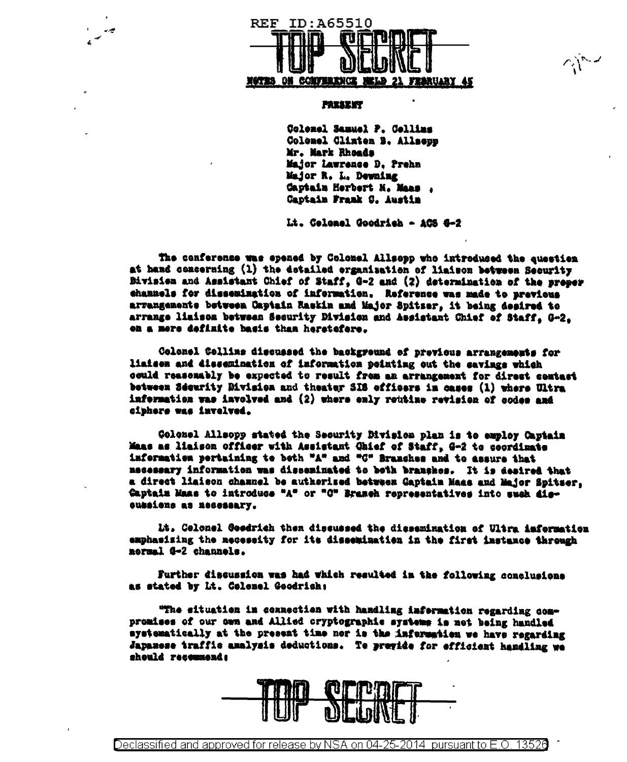REF ID:A65510

TOP SECRET

NOTES ON CONFERENCE HELD 21 FEBRUARY 45

PRESENT

Colonel Samuel P. Collins
Colonel Clinton B. Allsopp
Mr. Mark Rhoads
Major Lawrence D. Prehn
Major R. L. Downing
Captain Herbert H. Maas ,
Captain Frank G. Austin

Lt. Colonel Goodrich - ACS G-2

The conference was opened by Colonel Allsopp who introduced the question at hand concerning (1) the detailed organization of liaison between Security Division and Assistant Chief of Staff, G-2 and (2) determination of the proper channels for dissemination of information. Reference was made to previous arrangements between Captain Raskin and Major Spitzer, it being desired to arrange liaison between Security Division and Assistant Chief of Staff, G-2, on a more definite basis than heretofore.

Colonel Collins discussed the background of previous arrangements for liaison and dissemination of information pointing out the savings which could reasonably be expected to result from an arrangement for direct contact between Security Division and theater SIS officers in cases (1) where Ultra information was involved and (2) where only routine revision of codes and ciphers was involved.

Colonel Allsopp stated the Security Division plan is to employ Captain Maas as liaison officer with Assistant Chief of Staff, G-2 to coordinate information pertaining to both "A" and "C" Branches and to assure that necessary information was disseminated to both branches. It is desired that a direct liaison channel be authorized between Captain Maas and Major Spitzer, Captain Maas to introduce "A" or "C" Branch representatives into such discussions as necessary.

Lt. Colonel Goodrich then discussed the dissemination of Ultra information emphasizing the necessity for its dissemination in the first instance through normal G-2 channels.

Further discussion was had which resulted in the following conclusions as stated by Lt. Colonel Goodrich:

"The situation in connection with handling information regarding compromises of our own and Allied cryptographic systems is not being handled systematically at the present time nor is the information we have regarding Japanese traffic analysis deductions. To provide for efficient handling we should recommend:

TOP SECRET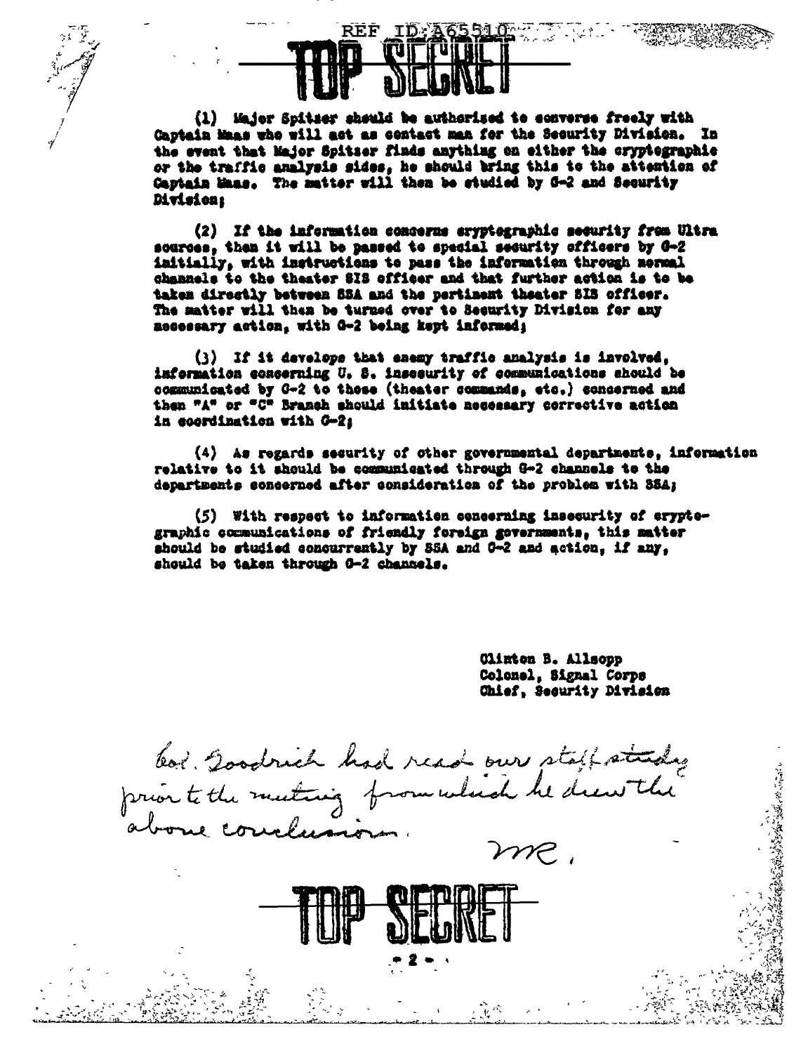REF ID:A65510

TOP SECRET

(1) Major Spitzer should be authorized to converse freely with Captain Maas who will act as contact man for the Security Division. In the event that Major Spitzer finds anything on either the cryptographic or the traffic analysis sides, he should bring this to the attention of Captain Maas. The matter will then be studied by G-2 and Security Division;

(2) If the information concerns cryptographic security from Ultra sources, then it will be passed to special security officers by G-2 initially, with instructions to pass the information through normal channels to the theater SIS officer and that further action is to be taken directly between SSA and the pertinent theater SIS officer. The matter will then be turned over to Security Division for any necessary action, with G-2 being kept informed;

(3) If it develops that enemy traffic analysis is involved, information concerning U. S. insecurity of communications should be communicated by G-2 to those (theater commands, etc.) concerned and then "A" or "C" Branch should initiate necessary corrective action in coordination with G-2;

(4) As regards security of other governmental departments, information relative to it should be communicated through G-2 channels to the departments concerned after consideration of the problem with SSA;

(5) With respect to information concerning insecurity of cryptographic communications of friendly foreign governments, this matter should be studied concurrently by SSA and G-2 and action, if any, should be taken through G-2 channels.

Clinton B. Allsopp
Colonel, Signal Corps
Chief, Security Division

Col. Goodrich had read our staff study prior to the meeting from which he drew the above conclusions.

MR.

TOP SECRET